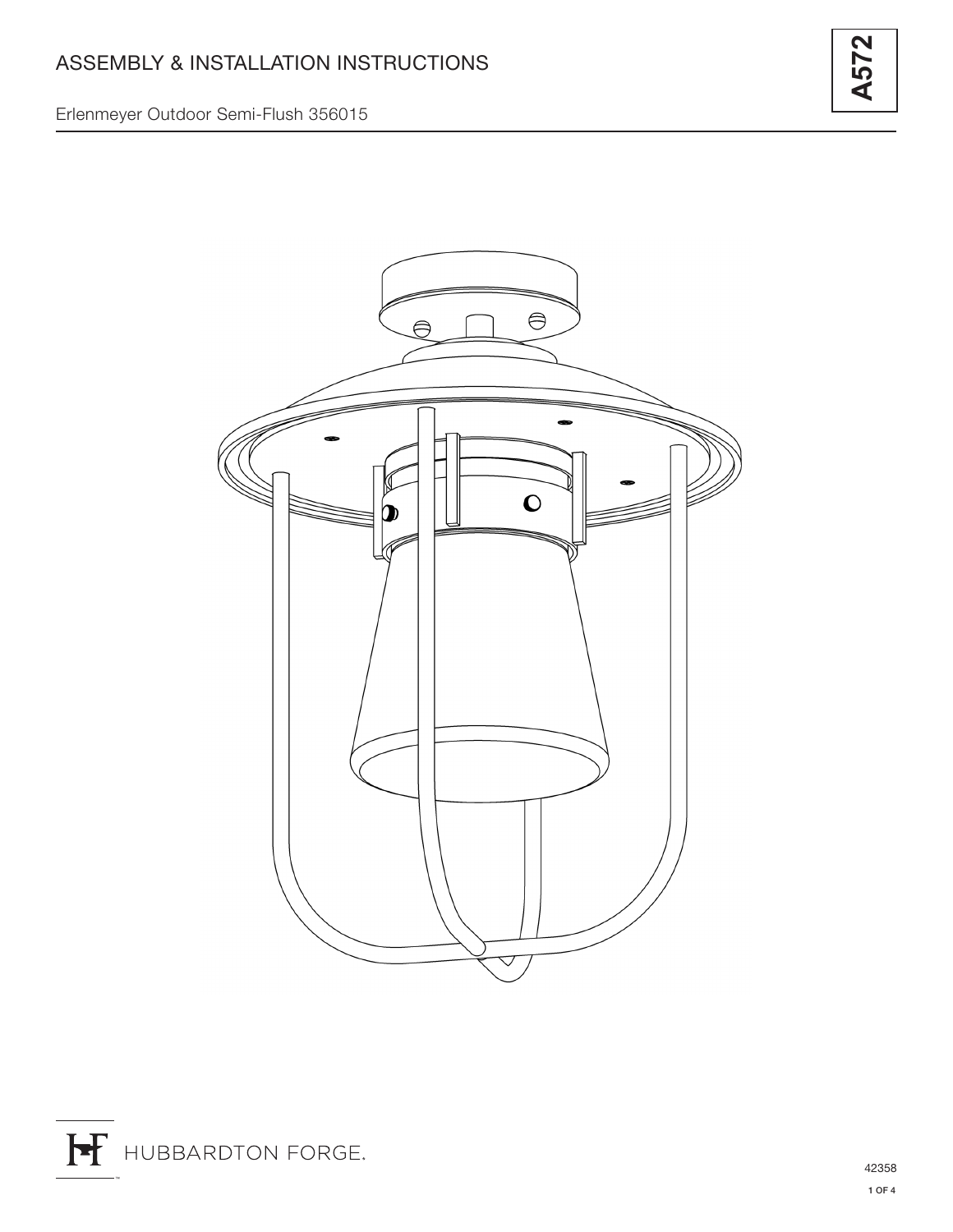# ASSEMBLY & INSTALLATION INSTRUCTIONS

Erlenmeyer Outdoor Semi-Flush 356015

**A572**

HUBBARDTON FORGE.

42358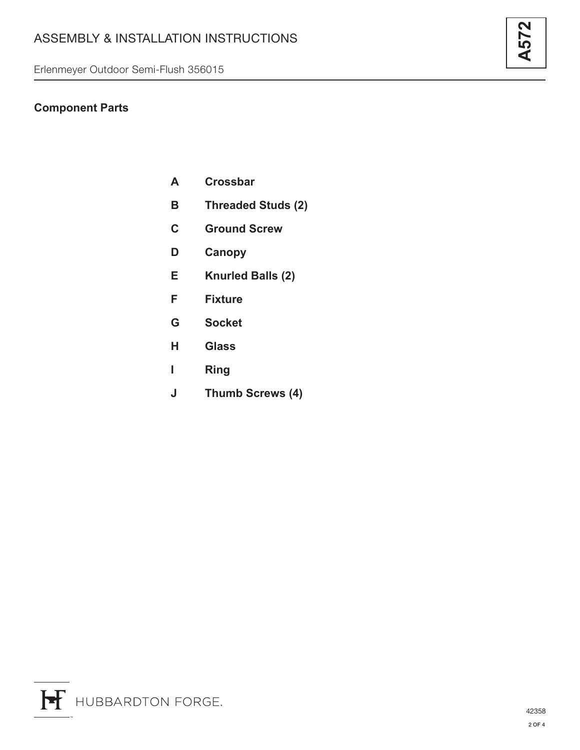## Component Parts

| | |
|---|---|
| **A** | **Crossbar** |
| **B** | **Threaded Studs (2)** |
| **C** | **Ground Screw** |
| **D** | **Canopy** |
| **E** | **Knurled Balls (2)** |
| **F** | **Fixture** |
| **G** | **Socket** |
| **H** | **Glass** |
| **I** | **Ring** |
| **J** | **Thumb Screws (4)** |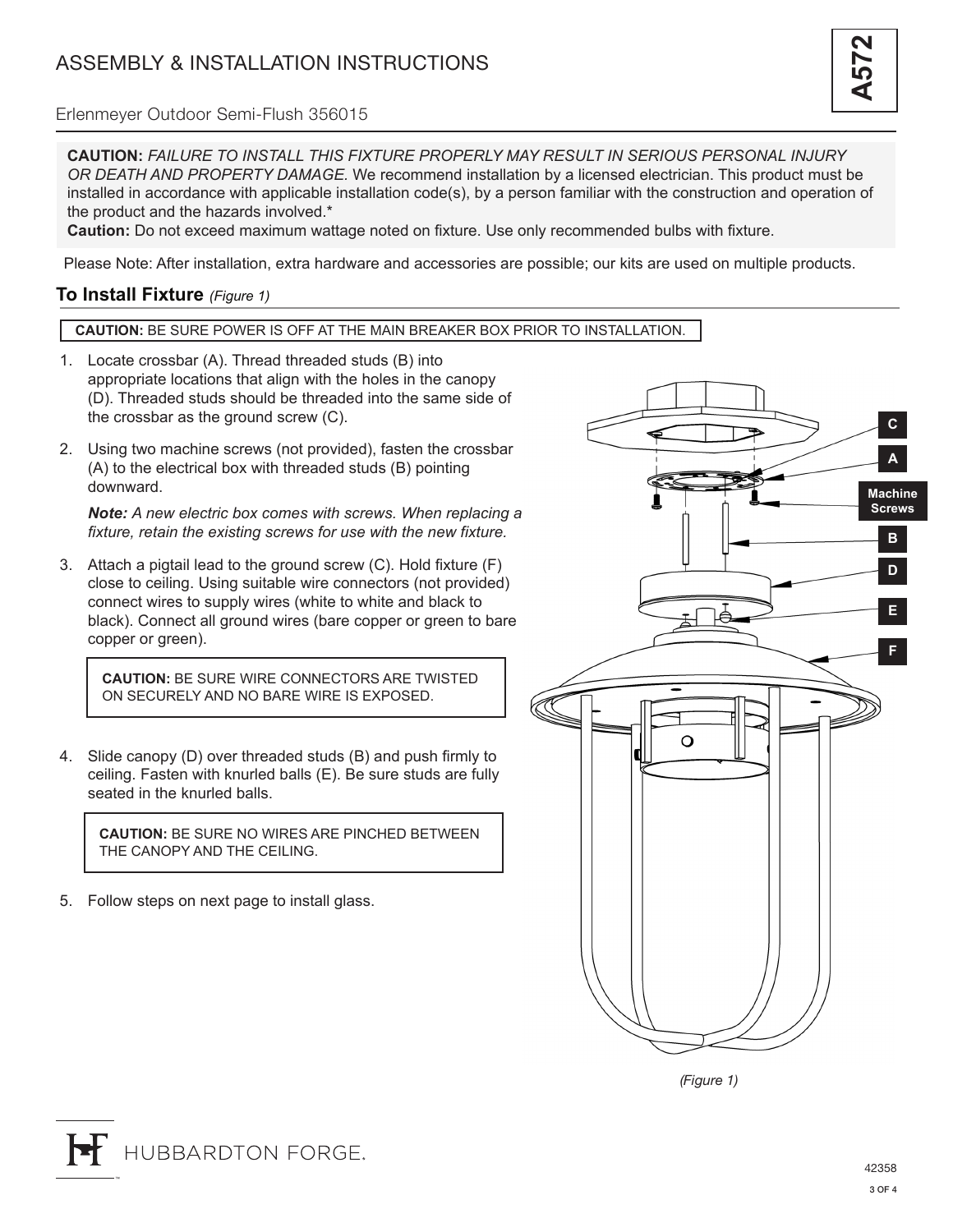# ASSEMBLY & INSTALLATION INSTRUCTIONS

**A572**

Erlenmeyer Outdoor Semi-Flush 356015

**CAUTION:** *FAILURE TO INSTALL THIS FIXTURE PROPERLY MAY RESULT IN SERIOUS PERSONAL INJURY OR DEATH AND PROPERTY DAMAGE.* We recommend installation by a licensed electrician. This product must be installed in accordance with applicable installation code(s), by a person familiar with the construction and operation of the product and the hazards involved.*

**Caution:** Do not exceed maximum wattage noted on fixture. Use only recommended bulbs with fixture.

Please Note: After installation, extra hardware and accessories are possible; our kits are used on multiple products.

## To Install Fixture *(Figure 1)*

**CAUTION:** BE SURE POWER IS OFF AT THE MAIN BREAKER BOX PRIOR TO INSTALLATION.

1. Locate crossbar (A). Thread threaded studs (B) into appropriate locations that align with the holes in the canopy (D). Threaded studs should be threaded into the same side of the crossbar as the ground screw (C).

2. Using two machine screws (not provided), fasten the crossbar (A) to the electrical box with threaded studs (B) pointing downward.

   ***Note:*** *A new electric box comes with screws. When replacing a fixture, retain the existing screws for use with the new fixture.*

3. Attach a pigtail lead to the ground screw (C). Hold fixture (F) close to ceiling. Using suitable wire connectors (not provided) connect wires to supply wires (white to white and black to black). Connect all ground wires (bare copper or green to bare copper or green).

   **CAUTION:** BE SURE WIRE CONNECTORS ARE TWISTED ON SECURELY AND NO BARE WIRE IS EXPOSED.

4. Slide canopy (D) over threaded studs (B) and push firmly to ceiling. Fasten with knurled balls (E). Be sure studs are fully seated in the knurled balls.

   **CAUTION:** BE SURE NO WIRES ARE PINCHED BETWEEN THE CANOPY AND THE CEILING.

5. Follow steps on next page to install glass.

C, A, Machine Screws, B, D, E, F

*(Figure 1)*

HUBBARDTON FORGE.

42358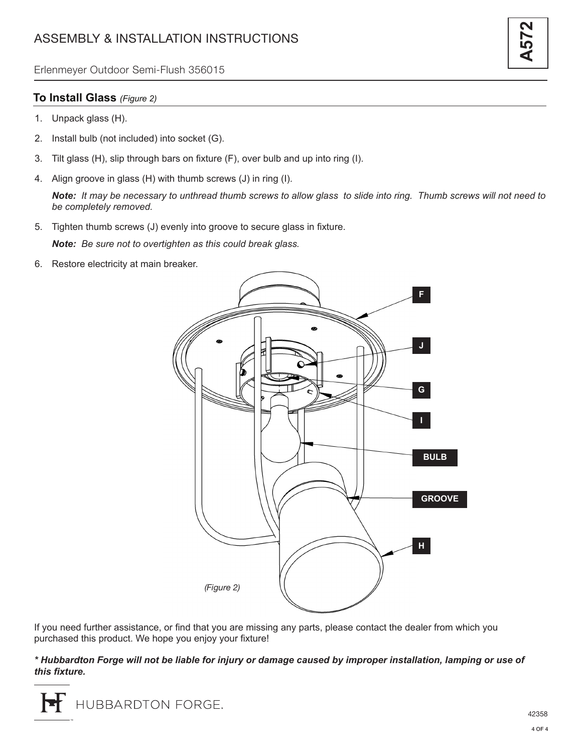# ASSEMBLY & INSTALLATION INSTRUCTIONS

Erlenmeyer Outdoor Semi-Flush 356015

A572

## To Install Glass *(Figure 2)*

1. Unpack glass (H).
2. Install bulb (not included) into socket (G).
3. Tilt glass (H), slip through bars on fixture (F), over bulb and up into ring (I).
4. Align groove in glass (H) with thumb screws (J) in ring (I).

   ***Note:*** *It may be necessary to unthread thumb screws to allow glass to slide into ring. Thumb screws will not need to be completely removed.*

5. Tighten thumb screws (J) evenly into groove to secure glass in fixture.

   ***Note:*** *Be sure not to overtighten as this could break glass.*

6. Restore electricity at main breaker.

F

J

G

I

BULB

GROOVE

H

*(Figure 2)*

If you need further assistance, or find that you are missing any parts, please contact the dealer from which you purchased this product. We hope you enjoy your fixture!

***\* Hubbardton Forge will not be liable for injury or damage caused by improper installation, lamping or use of this fixture.***

HUBBARDTON FORGE.

42358